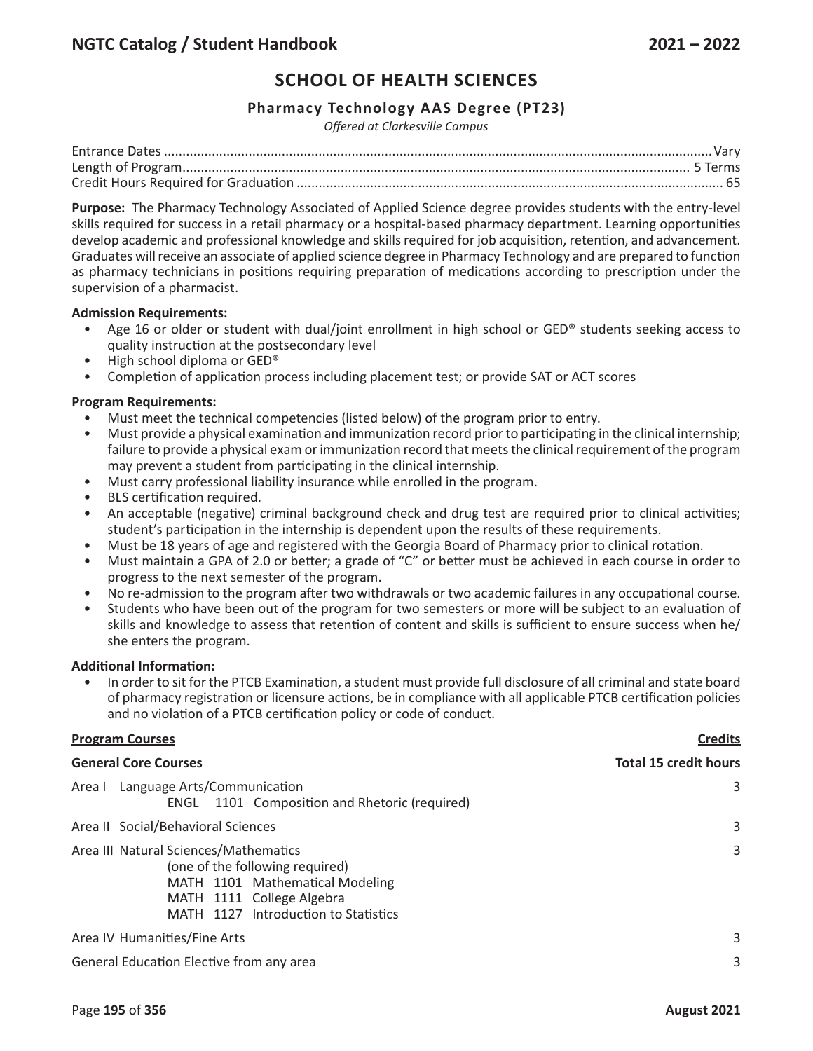# SCHOOL OF HEALTH SCIENCES

## Pharmacy Technology AAS Degree (PT23)

*Offered at Clarkesville Campus*

Entrance Dates .................................................... Vary
Length of Program .................................................... 5 Terms
Credit Hours Required for Graduation .................................................... 65

**Purpose:** The Pharmacy Technology Associated of Applied Science degree provides students with the entry-level skills required for success in a retail pharmacy or a hospital-based pharmacy department. Learning opportunities develop academic and professional knowledge and skills required for job acquisition, retention, and advancement. Graduates will receive an associate of applied science degree in Pharmacy Technology and are prepared to function as pharmacy technicians in positions requiring preparation of medications according to prescription under the supervision of a pharmacist.

**Admission Requirements:**

- Age 16 or older or student with dual/joint enrollment in high school or GED® students seeking access to quality instruction at the postsecondary level
- High school diploma or GED®
- Completion of application process including placement test; or provide SAT or ACT scores

**Program Requirements:**

- Must meet the technical competencies (listed below) of the program prior to entry.
- Must provide a physical examination and immunization record prior to participating in the clinical internship; failure to provide a physical exam or immunization record that meets the clinical requirement of the program may prevent a student from participating in the clinical internship.
- Must carry professional liability insurance while enrolled in the program.
- BLS certification required.
- An acceptable (negative) criminal background check and drug test are required prior to clinical activities; student's participation in the internship is dependent upon the results of these requirements.
- Must be 18 years of age and registered with the Georgia Board of Pharmacy prior to clinical rotation.
- Must maintain a GPA of 2.0 or better; a grade of "C" or better must be achieved in each course in order to progress to the next semester of the program.
- No re-admission to the program after two withdrawals or two academic failures in any occupational course.
- Students who have been out of the program for two semesters or more will be subject to an evaluation of skills and knowledge to assess that retention of content and skills is sufficient to ensure success when he/she enters the program.

**Additional Information:**

- In order to sit for the PTCB Examination, a student must provide full disclosure of all criminal and state board of pharmacy registration or licensure actions, be in compliance with all applicable PTCB certification policies and no violation of a PTCB certification policy or code of conduct.

| **Program Courses** | **Credits** |
|---|---|
| **General Core Courses** | **Total 15 credit hours** |
| Area I Language Arts/Communication<br>ENGL 1101 Composition and Rhetoric (required) | 3 |
| Area II Social/Behavioral Sciences | 3 |
| Area III Natural Sciences/Mathematics<br>(one of the following required)<br>MATH 1101 Mathematical Modeling<br>MATH 1111 College Algebra<br>MATH 1127 Introduction to Statistics | 3 |
| Area IV Humanities/Fine Arts | 3 |
| General Education Elective from any area | 3 |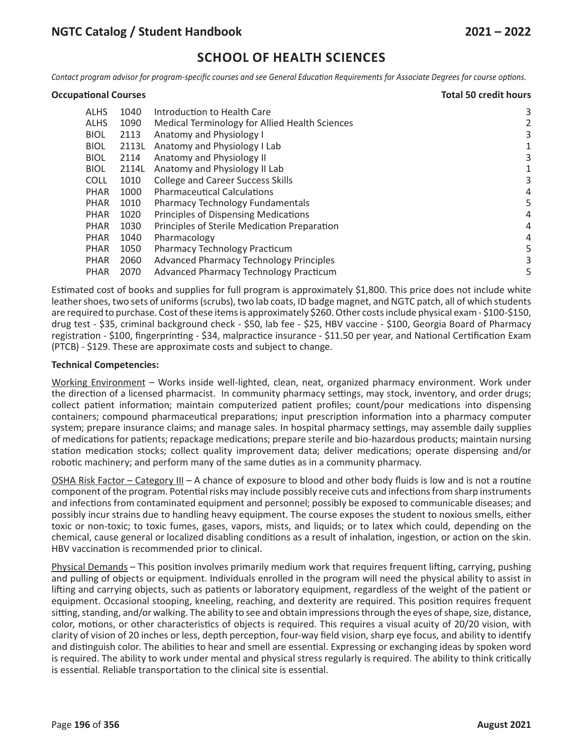## SCHOOL OF HEALTH SCIENCES

*Contact program advisor for program-specific courses and see General Education Requirements for Associate Degrees for course options.*

**Occupational Courses** **Total 50 credit hours**

| | | | |
|---|---|---|---|
| ALHS | 1040 | Introduction to Health Care | 3 |
| ALHS | 1090 | Medical Terminology for Allied Health Sciences | 2 |
| BIOL | 2113 | Anatomy and Physiology I | 3 |
| BIOL | 2113L | Anatomy and Physiology I Lab | 1 |
| BIOL | 2114 | Anatomy and Physiology II | 3 |
| BIOL | 2114L | Anatomy and Physiology II Lab | 1 |
| COLL | 1010 | College and Career Success Skills | 3 |
| PHAR | 1000 | Pharmaceutical Calculations | 4 |
| PHAR | 1010 | Pharmacy Technology Fundamentals | 5 |
| PHAR | 1020 | Principles of Dispensing Medications | 4 |
| PHAR | 1030 | Principles of Sterile Medication Preparation | 4 |
| PHAR | 1040 | Pharmacology | 4 |
| PHAR | 1050 | Pharmacy Technology Practicum | 5 |
| PHAR | 2060 | Advanced Pharmacy Technology Principles | 3 |
| PHAR | 2070 | Advanced Pharmacy Technology Practicum | 5 |

Estimated cost of books and supplies for full program is approximately $1,800. This price does not include white leather shoes, two sets of uniforms (scrubs), two lab coats, ID badge magnet, and NGTC patch, all of which students are required to purchase. Cost of these items is approximately $260. Other costs include physical exam - $100-$150, drug test - $35, criminal background check - $50, lab fee - $25, HBV vaccine - $100, Georgia Board of Pharmacy registration - $100, fingerprinting - $34, malpractice insurance - $11.50 per year, and National Certification Exam (PTCB) - $129. These are approximate costs and subject to change.

**Technical Competencies:**

Working Environment – Works inside well-lighted, clean, neat, organized pharmacy environment. Work under the direction of a licensed pharmacist. In community pharmacy settings, may stock, inventory, and order drugs; collect patient information; maintain computerized patient profiles; count/pour medications into dispensing containers; compound pharmaceutical preparations; input prescription information into a pharmacy computer system; prepare insurance claims; and manage sales. In hospital pharmacy settings, may assemble daily supplies of medications for patients; repackage medications; prepare sterile and bio-hazardous products; maintain nursing station medication stocks; collect quality improvement data; deliver medications; operate dispensing and/or robotic machinery; and perform many of the same duties as in a community pharmacy.

OSHA Risk Factor – Category III – A chance of exposure to blood and other body fluids is low and is not a routine component of the program. Potential risks may include possibly receive cuts and infections from sharp instruments and infections from contaminated equipment and personnel; possibly be exposed to communicable diseases; and possibly incur strains due to handling heavy equipment. The course exposes the student to noxious smells, either toxic or non-toxic; to toxic fumes, gases, vapors, mists, and liquids; or to latex which could, depending on the chemical, cause general or localized disabling conditions as a result of inhalation, ingestion, or action on the skin. HBV vaccination is recommended prior to clinical.

Physical Demands – This position involves primarily medium work that requires frequent lifting, carrying, pushing and pulling of objects or equipment. Individuals enrolled in the program will need the physical ability to assist in lifting and carrying objects, such as patients or laboratory equipment, regardless of the weight of the patient or equipment. Occasional stooping, kneeling, reaching, and dexterity are required. This position requires frequent sitting, standing, and/or walking. The ability to see and obtain impressions through the eyes of shape, size, distance, color, motions, or other characteristics of objects is required. This requires a visual acuity of 20/20 vision, with clarity of vision of 20 inches or less, depth perception, four-way field vision, sharp eye focus, and ability to identify and distinguish color. The abilities to hear and smell are essential. Expressing or exchanging ideas by spoken word is required. The ability to work under mental and physical stress regularly is required. The ability to think critically is essential. Reliable transportation to the clinical site is essential.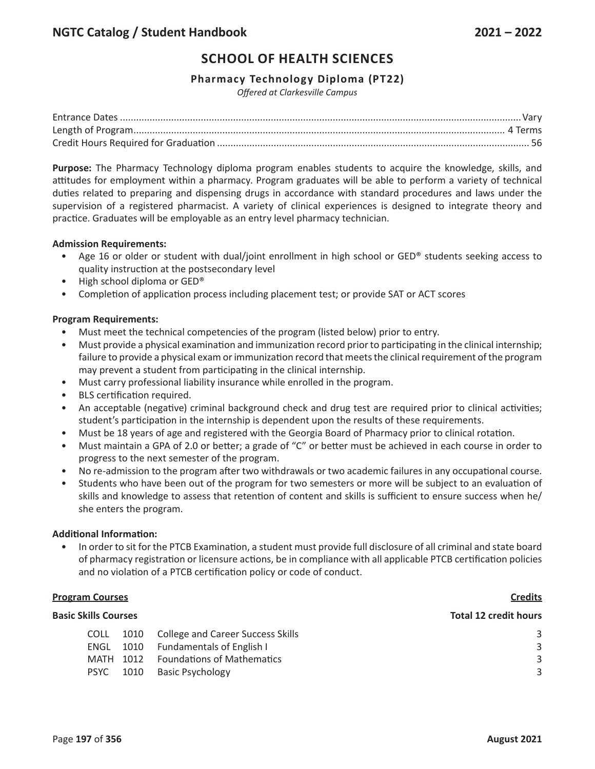## SCHOOL OF HEALTH SCIENCES

### Pharmacy Technology Diploma (PT22)

*Offered at Clarkesville Campus*

Entrance Dates ........................................ Vary
Length of Program ........................................ 4 Terms
Credit Hours Required for Graduation ........................................ 56

**Purpose:** The Pharmacy Technology diploma program enables students to acquire the knowledge, skills, and attitudes for employment within a pharmacy. Program graduates will be able to perform a variety of technical duties related to preparing and dispensing drugs in accordance with standard procedures and laws under the supervision of a registered pharmacist. A variety of clinical experiences is designed to integrate theory and practice. Graduates will be employable as an entry level pharmacy technician.

**Admission Requirements:**

- Age 16 or older or student with dual/joint enrollment in high school or GED® students seeking access to quality instruction at the postsecondary level
- High school diploma or GED®
- Completion of application process including placement test; or provide SAT or ACT scores

**Program Requirements:**

- Must meet the technical competencies of the program (listed below) prior to entry.
- Must provide a physical examination and immunization record prior to participating in the clinical internship; failure to provide a physical exam or immunization record that meets the clinical requirement of the program may prevent a student from participating in the clinical internship.
- Must carry professional liability insurance while enrolled in the program.
- BLS certification required.
- An acceptable (negative) criminal background check and drug test are required prior to clinical activities; student's participation in the internship is dependent upon the results of these requirements.
- Must be 18 years of age and registered with the Georgia Board of Pharmacy prior to clinical rotation.
- Must maintain a GPA of 2.0 or better; a grade of "C" or better must be achieved in each course in order to progress to the next semester of the program.
- No re-admission to the program after two withdrawals or two academic failures in any occupational course.
- Students who have been out of the program for two semesters or more will be subject to an evaluation of skills and knowledge to assess that retention of content and skills is sufficient to ensure success when he/she enters the program.

**Additional Information:**

- In order to sit for the PTCB Examination, a student must provide full disclosure of all criminal and state board of pharmacy registration or licensure actions, be in compliance with all applicable PTCB certification policies and no violation of a PTCB certification policy or code of conduct.

| **Program Courses** | | | **Credits** |
|---|---|---|---|
| **Basic Skills Courses** | | | **Total 12 credit hours** |
| COLL | 1010 | College and Career Success Skills | 3 |
| ENGL | 1010 | Fundamentals of English I | 3 |
| MATH | 1012 | Foundations of Mathematics | 3 |
| PSYC | 1010 | Basic Psychology | 3 |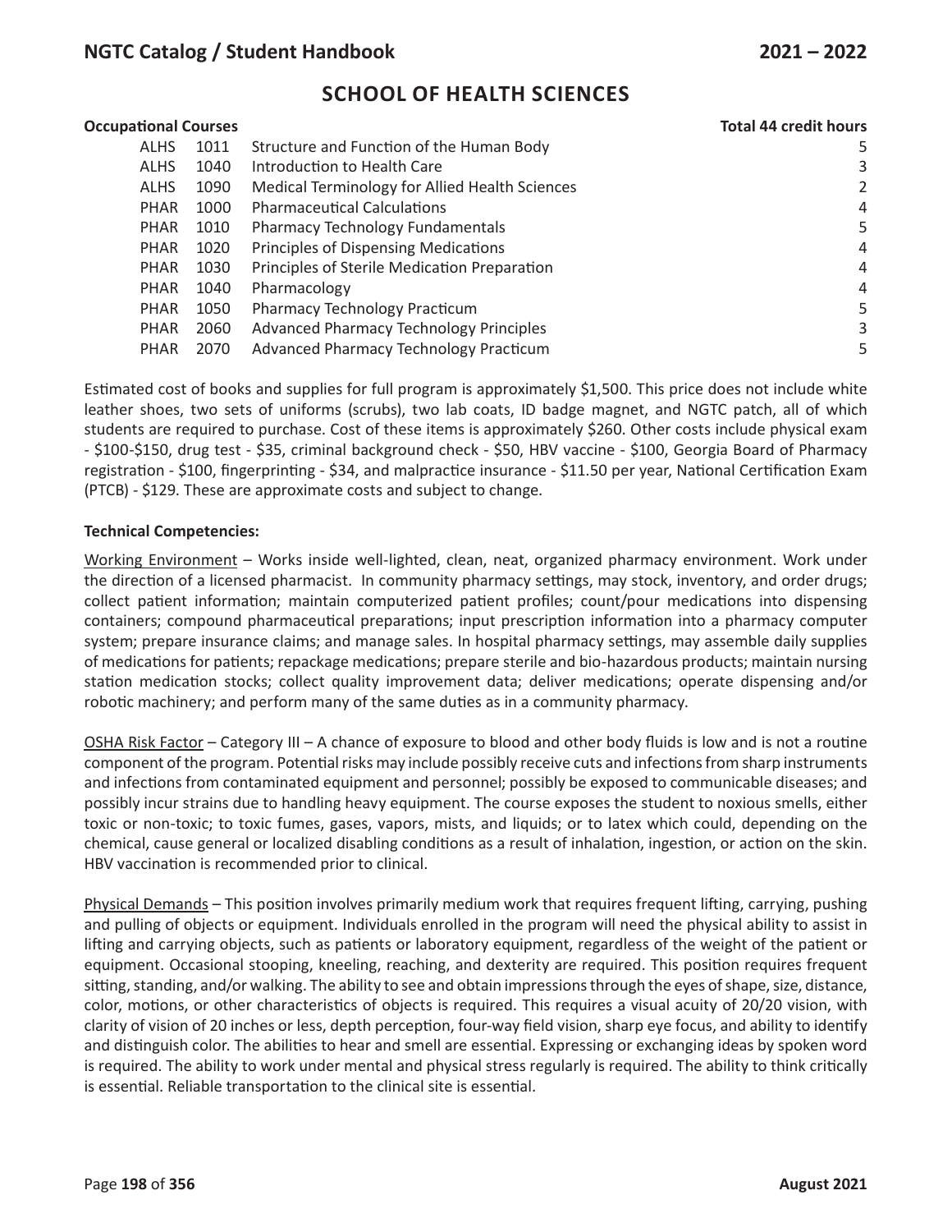## SCHOOL OF HEALTH SCIENCES

**Occupational Courses** **Total 44 credit hours**

| | | | |
|---|---|---|---|
| ALHS | 1011 | Structure and Function of the Human Body | 5 |
| ALHS | 1040 | Introduction to Health Care | 3 |
| ALHS | 1090 | Medical Terminology for Allied Health Sciences | 2 |
| PHAR | 1000 | Pharmaceutical Calculations | 4 |
| PHAR | 1010 | Pharmacy Technology Fundamentals | 5 |
| PHAR | 1020 | Principles of Dispensing Medications | 4 |
| PHAR | 1030 | Principles of Sterile Medication Preparation | 4 |
| PHAR | 1040 | Pharmacology | 4 |
| PHAR | 1050 | Pharmacy Technology Practicum | 5 |
| PHAR | 2060 | Advanced Pharmacy Technology Principles | 3 |
| PHAR | 2070 | Advanced Pharmacy Technology Practicum | 5 |

Estimated cost of books and supplies for full program is approximately $1,500. This price does not include white leather shoes, two sets of uniforms (scrubs), two lab coats, ID badge magnet, and NGTC patch, all of which students are required to purchase. Cost of these items is approximately $260. Other costs include physical exam - $100-$150, drug test - $35, criminal background check - $50, HBV vaccine - $100, Georgia Board of Pharmacy registration - $100, fingerprinting - $34, and malpractice insurance - $11.50 per year, National Certification Exam (PTCB) - $129. These are approximate costs and subject to change.

**Technical Competencies:**

Working Environment – Works inside well-lighted, clean, neat, organized pharmacy environment. Work under the direction of a licensed pharmacist. In community pharmacy settings, may stock, inventory, and order drugs; collect patient information; maintain computerized patient profiles; count/pour medications into dispensing containers; compound pharmaceutical preparations; input prescription information into a pharmacy computer system; prepare insurance claims; and manage sales. In hospital pharmacy settings, may assemble daily supplies of medications for patients; repackage medications; prepare sterile and bio-hazardous products; maintain nursing station medication stocks; collect quality improvement data; deliver medications; operate dispensing and/or robotic machinery; and perform many of the same duties as in a community pharmacy.

OSHA Risk Factor – Category III – A chance of exposure to blood and other body fluids is low and is not a routine component of the program. Potential risks may include possibly receive cuts and infections from sharp instruments and infections from contaminated equipment and personnel; possibly be exposed to communicable diseases; and possibly incur strains due to handling heavy equipment. The course exposes the student to noxious smells, either toxic or non-toxic; to toxic fumes, gases, vapors, mists, and liquids; or to latex which could, depending on the chemical, cause general or localized disabling conditions as a result of inhalation, ingestion, or action on the skin. HBV vaccination is recommended prior to clinical.

Physical Demands – This position involves primarily medium work that requires frequent lifting, carrying, pushing and pulling of objects or equipment. Individuals enrolled in the program will need the physical ability to assist in lifting and carrying objects, such as patients or laboratory equipment, regardless of the weight of the patient or equipment. Occasional stooping, kneeling, reaching, and dexterity are required. This position requires frequent sitting, standing, and/or walking. The ability to see and obtain impressions through the eyes of shape, size, distance, color, motions, or other characteristics of objects is required. This requires a visual acuity of 20/20 vision, with clarity of vision of 20 inches or less, depth perception, four-way field vision, sharp eye focus, and ability to identify and distinguish color. The abilities to hear and smell are essential. Expressing or exchanging ideas by spoken word is required. The ability to work under mental and physical stress regularly is required. The ability to think critically is essential. Reliable transportation to the clinical site is essential.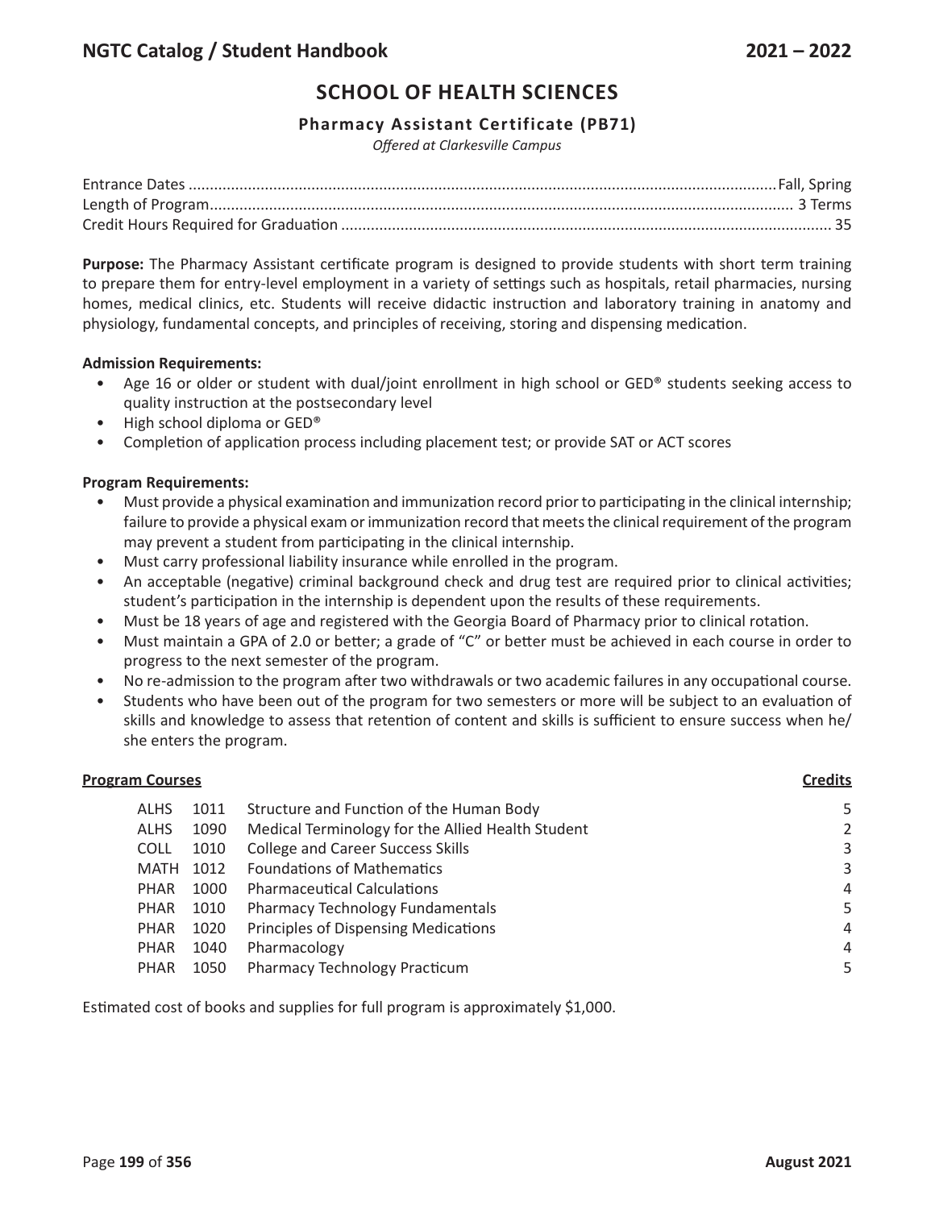## SCHOOL OF HEALTH SCIENCES

### Pharmacy Assistant Certificate (PB71)

*Offered at Clarkesville Campus*

Entrance Dates ........................................ Fall, Spring
Length of Program ........................................ 3 Terms
Credit Hours Required for Graduation ........................................ 35

**Purpose:** The Pharmacy Assistant certificate program is designed to provide students with short term training to prepare them for entry-level employment in a variety of settings such as hospitals, retail pharmacies, nursing homes, medical clinics, etc. Students will receive didactic instruction and laboratory training in anatomy and physiology, fundamental concepts, and principles of receiving, storing and dispensing medication.

**Admission Requirements:**

- Age 16 or older or student with dual/joint enrollment in high school or GED® students seeking access to quality instruction at the postsecondary level
- High school diploma or GED®
- Completion of application process including placement test; or provide SAT or ACT scores

**Program Requirements:**

- Must provide a physical examination and immunization record prior to participating in the clinical internship; failure to provide a physical exam or immunization record that meets the clinical requirement of the program may prevent a student from participating in the clinical internship.
- Must carry professional liability insurance while enrolled in the program.
- An acceptable (negative) criminal background check and drug test are required prior to clinical activities; student's participation in the internship is dependent upon the results of these requirements.
- Must be 18 years of age and registered with the Georgia Board of Pharmacy prior to clinical rotation.
- Must maintain a GPA of 2.0 or better; a grade of "C" or better must be achieved in each course in order to progress to the next semester of the program.
- No re-admission to the program after two withdrawals or two academic failures in any occupational course.
- Students who have been out of the program for two semesters or more will be subject to an evaluation of skills and knowledge to assess that retention of content and skills is sufficient to ensure success when he/she enters the program.

| **Program Courses** | | | **Credits** |
|---|---|---|---|
| ALHS | 1011 | Structure and Function of the Human Body | 5 |
| ALHS | 1090 | Medical Terminology for the Allied Health Student | 2 |
| COLL | 1010 | College and Career Success Skills | 3 |
| MATH | 1012 | Foundations of Mathematics | 3 |
| PHAR | 1000 | Pharmaceutical Calculations | 4 |
| PHAR | 1010 | Pharmacy Technology Fundamentals | 5 |
| PHAR | 1020 | Principles of Dispensing Medications | 4 |
| PHAR | 1040 | Pharmacology | 4 |
| PHAR | 1050 | Pharmacy Technology Practicum | 5 |

Estimated cost of books and supplies for full program is approximately $1,000.